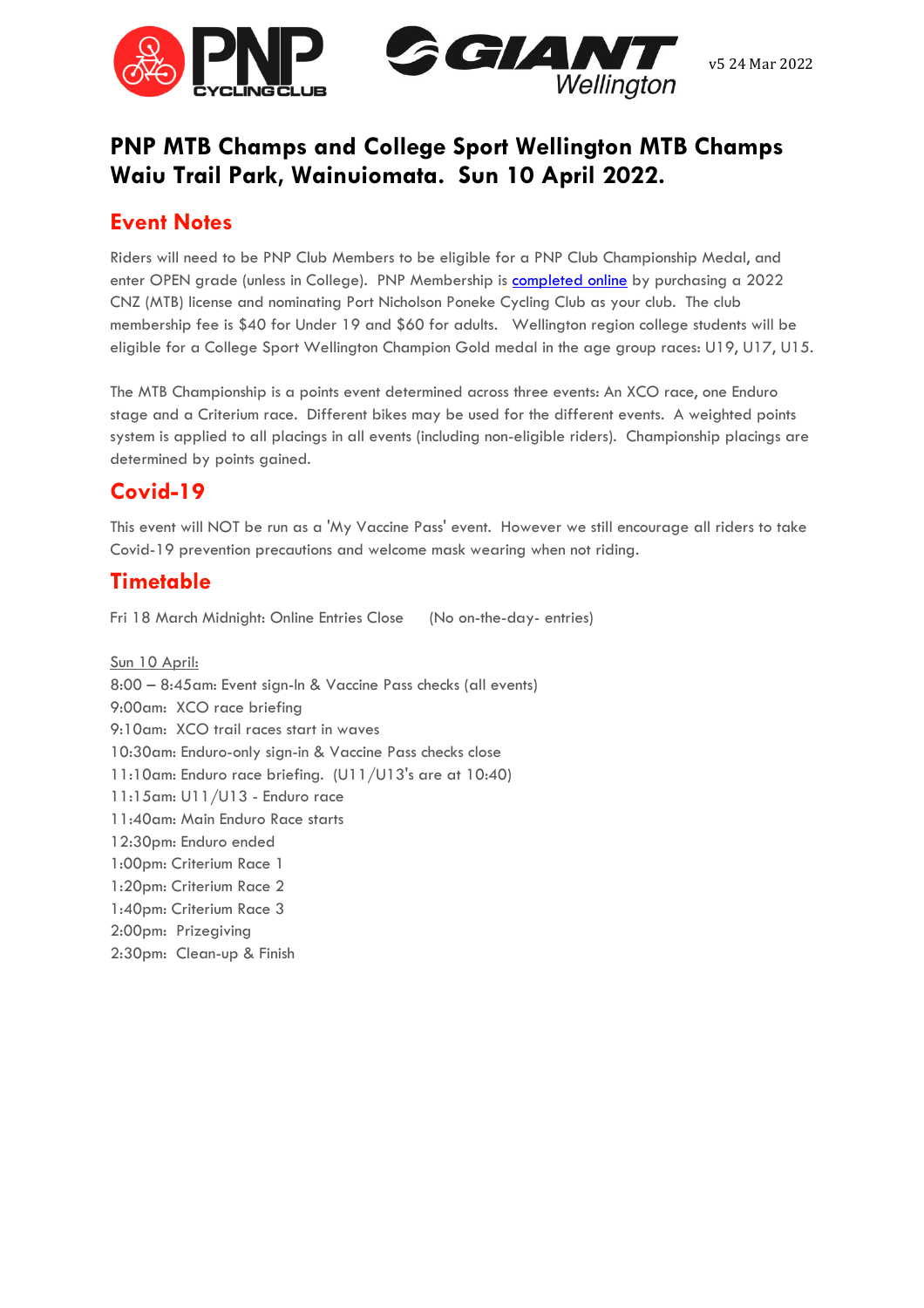v5 24 Mar 2022

# PNP MTB Champs and College Sport Wellington MTB Champs Waiu Trail Park, Wainuiomata. Sun 10 April 2022.

## Event Notes

Riders will need to be PNP Club Members to be eligible for a PNP Club Championship Medal, and enter OPEN grade (unless in College). PNP Membership is completed online by purchasing a 2022 CNZ (MTB) license and nominating Port Nicholson Poneke Cycling Club as your club. The club membership fee is $40 for Under 19 and $60 for adults. Wellington region college students will be eligible for a College Sport Wellington Champion Gold medal in the age group races: U19, U17, U15.

The MTB Championship is a points event determined across three events: An XCO race, one Enduro stage and a Criterium race. Different bikes may be used for the different events. A weighted points system is applied to all placings in all events (including non-eligible riders). Championship placings are determined by points gained.

## Covid-19

This event will NOT be run as a 'My Vaccine Pass' event. However we still encourage all riders to take Covid-19 prevention precautions and welcome mask wearing when not riding.

## Timetable

Fri 18 March Midnight: Online Entries Close (No on-the-day- entries)

Sun 10 April:
8:00 – 8:45am: Event sign-In & Vaccine Pass checks (all events)
9:00am: XCO race briefing
9:10am: XCO trail races start in waves
10:30am: Enduro-only sign-in & Vaccine Pass checks close
11:10am: Enduro race briefing. (U11/U13's are at 10:40)
11:15am: U11/U13 - Enduro race
11:40am: Main Enduro Race starts
12:30pm: Enduro ended
1:00pm: Criterium Race 1
1:20pm: Criterium Race 2
1:40pm: Criterium Race 3
2:00pm: Prizegiving
2:30pm: Clean-up & Finish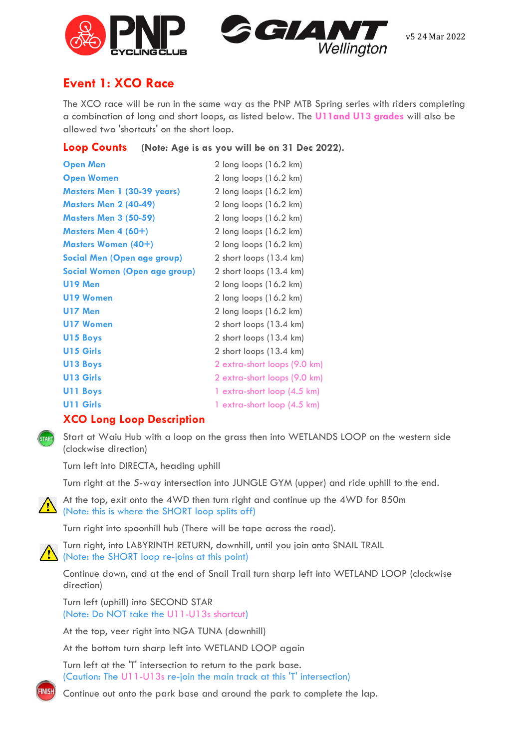# Event 1: XCO Race

The XCO race will be run in the same way as the PNP MTB Spring series with riders completing a combination of long and short loops, as listed below. The **U11and U13 grades** will also be allowed two 'shortcuts' on the short loop.

## Loop Counts

**(Note: Age is as you will be on 31 Dec 2022).**

| Grade | Loops |
|---|---|
| **Open Men** | 2 long loops (16.2 km) |
| **Open Women** | 2 long loops (16.2 km) |
| **Masters Men 1 (30-39 years)** | 2 long loops (16.2 km) |
| **Masters Men 2 (40-49)** | 2 long loops (16.2 km) |
| **Masters Men 3 (50-59)** | 2 long loops (16.2 km) |
| **Masters Men 4 (60+)** | 2 long loops (16.2 km) |
| **Masters Women (40+)** | 2 long loops (16.2 km) |
| **Social Men (Open age group)** | 2 short loops (13.4 km) |
| **Social Women (Open age group)** | 2 short loops (13.4 km) |
| **U19 Men** | 2 long loops (16.2 km) |
| **U19 Women** | 2 long loops (16.2 km) |
| **U17 Men** | 2 long loops (16.2 km) |
| **U17 Women** | 2 short loops (13.4 km) |
| **U15 Boys** | 2 short loops (13.4 km) |
| **U15 Girls** | 2 short loops (13.4 km) |
| **U13 Boys** | 2 extra-short loops (9.0 km) |
| **U13 Girls** | 2 extra-short loops (9.0 km) |
| **U11 Boys** | 1 extra-short loop (4.5 km) |
| **U11 Girls** | 1 extra-short loop (4.5 km) |

## XCO Long Loop Description

START: Start at Waiu Hub with a loop on the grass then into WETLANDS LOOP on the western side (clockwise direction)

Turn left into DIRECTA, heading uphill

Turn right at the 5-way intersection into JUNGLE GYM (upper) and ride uphill to the end.

⚠ At the top, exit onto the 4WD then turn right and continue up the 4WD for 850m
(Note: this is where the SHORT loop splits off)

Turn right into spoonhill hub (There will be tape across the road).

⚠ Turn right, into LABYRINTH RETURN, downhill, until you join onto SNAIL TRAIL
(Note: the SHORT loop re-joins at this point)

Continue down, and at the end of Snail Trail turn sharp left into WETLAND LOOP (clockwise direction)

Turn left (uphill) into SECOND STAR
(Note: Do NOT take the U11-U13s shortcut)

At the top, veer right into NGA TUNA (downhill)

At the bottom turn sharp left into WETLAND LOOP again

Turn left at the 'T' intersection to return to the park base.
(Caution: The U11-U13s re-join the main track at this 'T' intersection)

FINISH: Continue out onto the park base and around the park to complete the lap.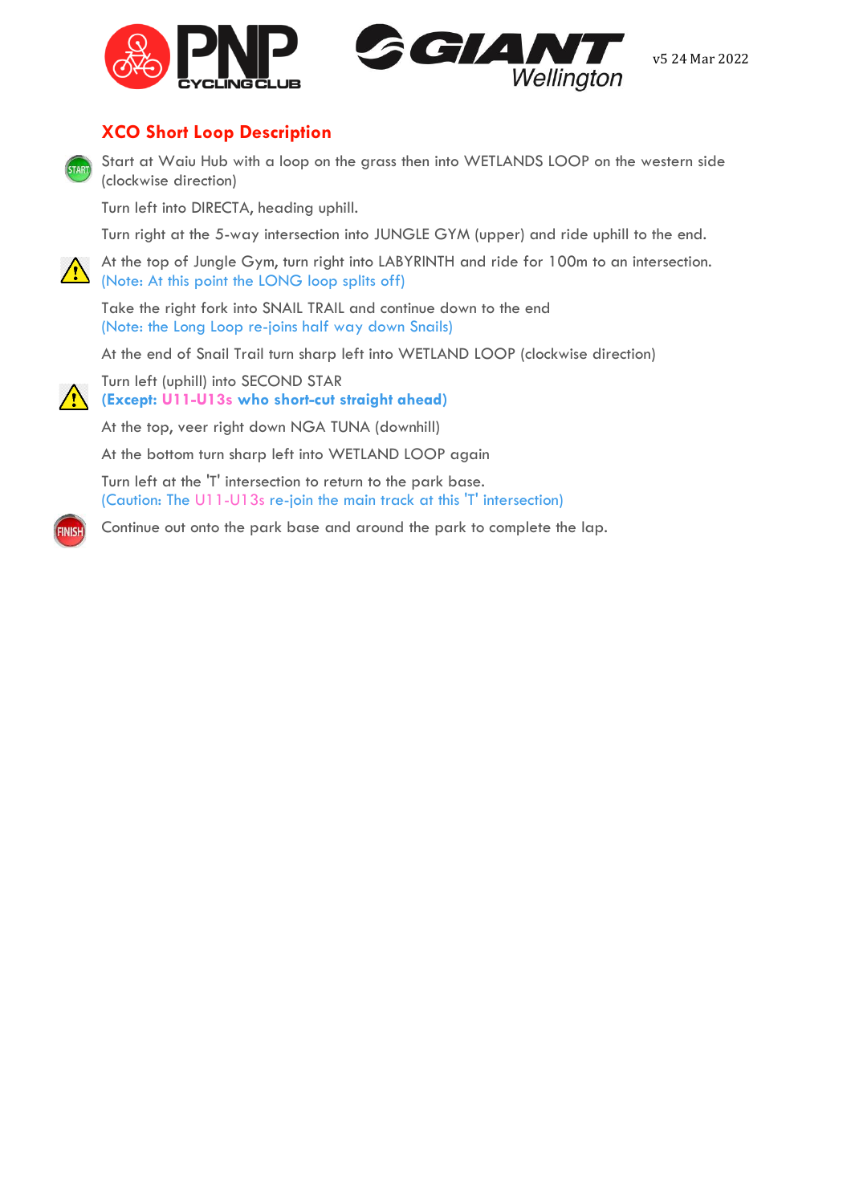v5 24 Mar 2022

## XCO Short Loop Description

Start at Waiu Hub with a loop on the grass then into WETLANDS LOOP on the western side (clockwise direction)

Turn left into DIRECTA, heading uphill.

Turn right at the 5-way intersection into JUNGLE GYM (upper) and ride uphill to the end.

At the top of Jungle Gym, turn right into LABYRINTH and ride for 100m to an intersection.
(Note: At this point the LONG loop splits off)

Take the right fork into SNAIL TRAIL and continue down to the end
(Note: the Long Loop re-joins half way down Snails)

At the end of Snail Trail turn sharp left into WETLAND LOOP (clockwise direction)

Turn left (uphill) into SECOND STAR
**(Except: U11-U13s who short-cut straight ahead)**

At the top, veer right down NGA TUNA (downhill)

At the bottom turn sharp left into WETLAND LOOP again

Turn left at the 'T' intersection to return to the park base.
(Caution: The U11-U13s re-join the main track at this 'T' intersection)

Continue out onto the park base and around the park to complete the lap.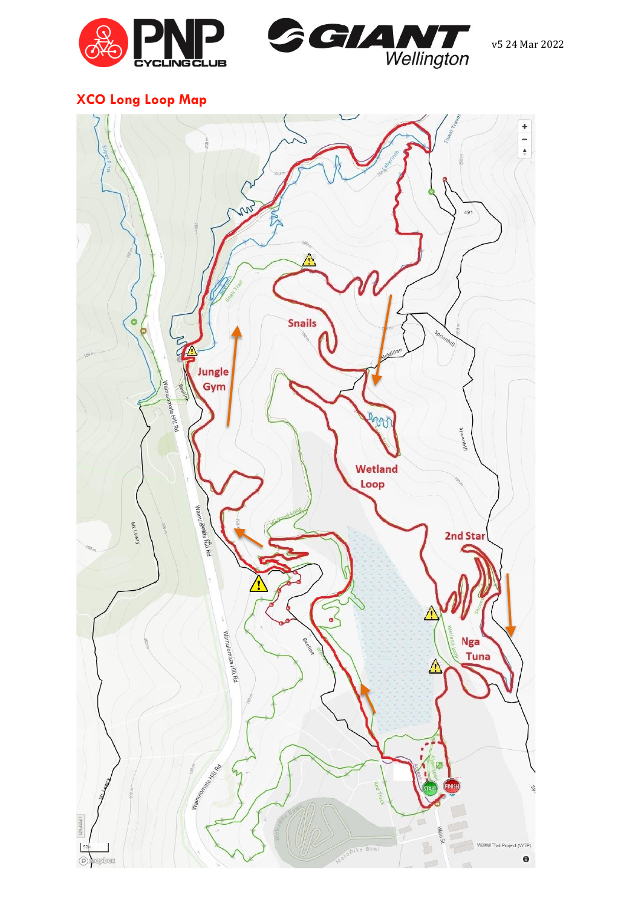v5 24 Mar 2022

## XCO Long Loop Map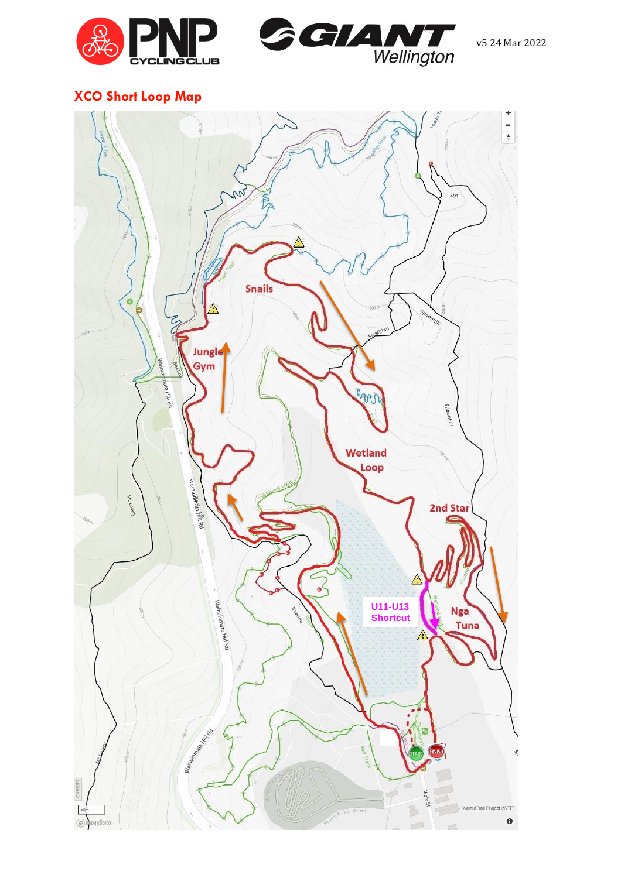v5 24 Mar 2022

## XCO Short Loop Map

Snails

Jungle Gym

Wetland Loop

2nd Star

U11-U13 Shortcut

Nga Tuna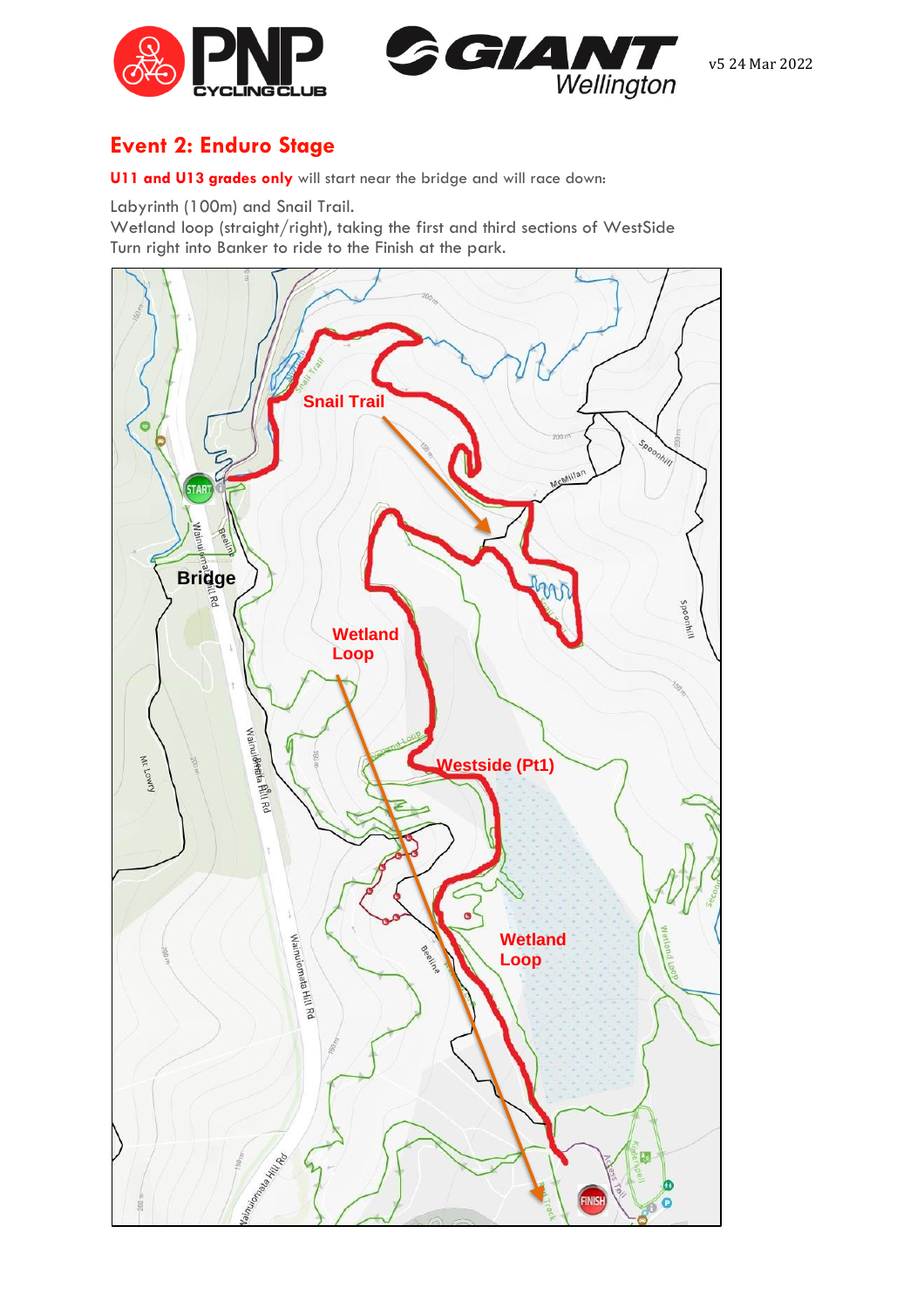## Event 2: Enduro Stage

**U11 and U13 grades only** will start near the bridge and will race down:

Labyrinth (100m) and Snail Trail.
Wetland loop (straight/right), taking the first and third sections of WestSide
Turn right into Banker to ride to the Finish at the park.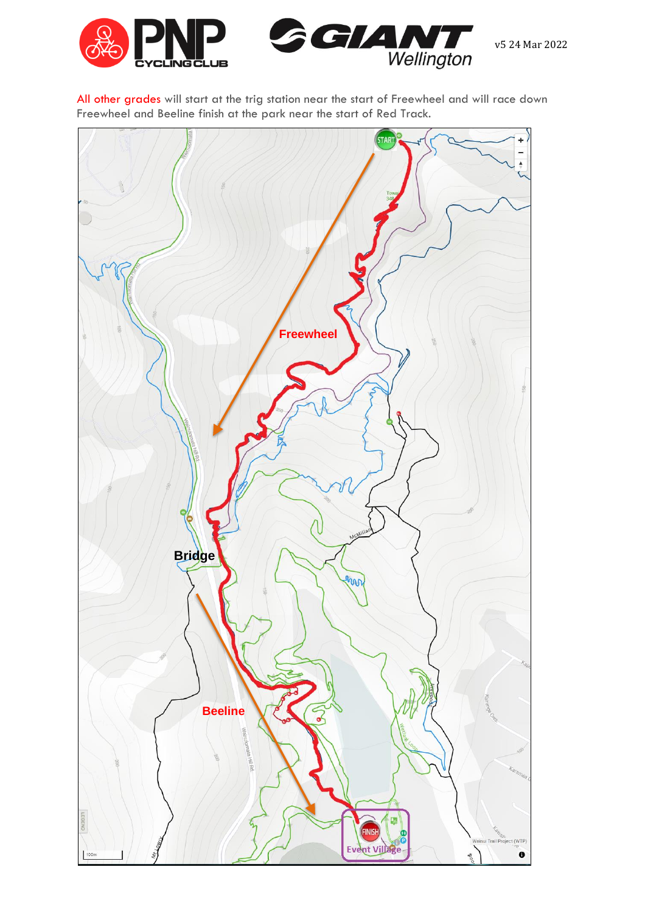All other grades will start at the trig station near the start of Freewheel and will race down Freewheel and Beeline finish at the park near the start of Red Track.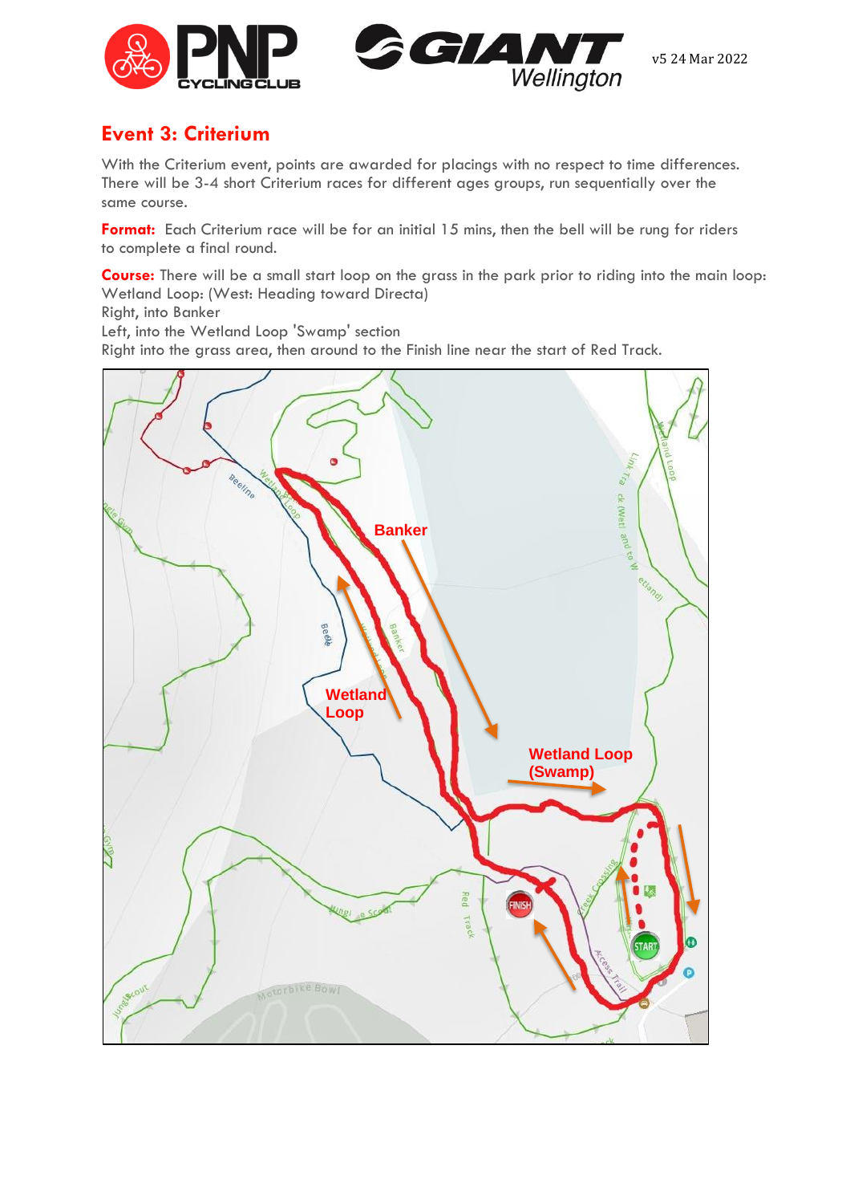## Event 3: Criterium

With the Criterium event, points are awarded for placings with no respect to time differences. There will be 3-4 short Criterium races for different ages groups, run sequentially over the same course.

**Format:** Each Criterium race will be for an initial 15 mins, then the bell will be rung for riders to complete a final round.

**Course:** There will be a small start loop on the grass in the park prior to riding into the main loop:
Wetland Loop: (West: Heading toward Directa)
Right, into Banker
Left, into the Wetland Loop 'Swamp' section
Right into the grass area, then around to the Finish line near the start of Red Track.

Banker
Wetland Loop
Wetland Loop (Swamp)
FINISH
START